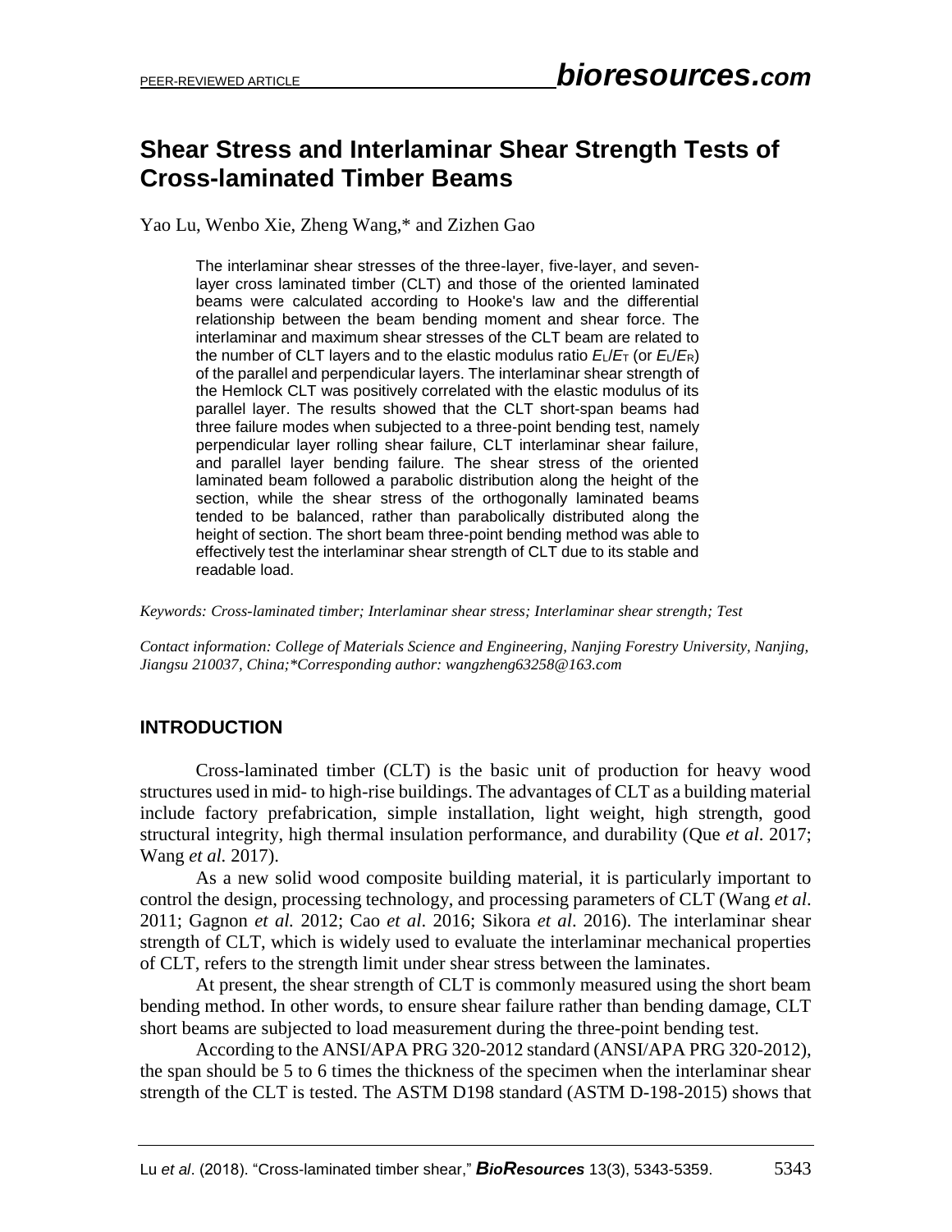# Shear Stress and Interlaminar Shear Strength Tests of Cross-laminated Timber Beams

Yao Lu, Wenbo Xie, Zheng Wang,* and Zizhen Gao

> The interlaminar shear stresses of the three-layer, five-layer, and seven-layer cross laminated timber (CLT) and those of the oriented laminated beams were calculated according to Hooke's law and the differential relationship between the beam bending moment and shear force. The interlaminar and maximum shear stresses of the CLT beam are related to the number of CLT layers and to the elastic modulus ratio $E_L/E_T$ (or $E_L/E_R$) of the parallel and perpendicular layers. The interlaminar shear strength of the Hemlock CLT was positively correlated with the elastic modulus of its parallel layer. The results showed that the CLT short-span beams had three failure modes when subjected to a three-point bending test, namely perpendicular layer rolling shear failure, CLT interlaminar shear failure, and parallel layer bending failure. The shear stress of the oriented laminated beam followed a parabolic distribution along the height of the section, while the shear stress of the orthogonally laminated beams tended to be balanced, rather than parabolically distributed along the height of section. The short beam three-point bending method was able to effectively test the interlaminar shear strength of CLT due to its stable and readable load.

*Keywords: Cross-laminated timber; Interlaminar shear stress; Interlaminar shear strength; Test*

*Contact information: College of Materials Science and Engineering, Nanjing Forestry University, Nanjing, Jiangsu 210037, China;\*Corresponding author: wangzheng63258@163.com*

## INTRODUCTION

Cross-laminated timber (CLT) is the basic unit of production for heavy wood structures used in mid- to high-rise buildings. The advantages of CLT as a building material include factory prefabrication, simple installation, light weight, high strength, good structural integrity, high thermal insulation performance, and durability (Que *et al*. 2017; Wang *et al.* 2017).

As a new solid wood composite building material, it is particularly important to control the design, processing technology, and processing parameters of CLT (Wang *et al*. 2011; Gagnon *et al.* 2012; Cao *et al*. 2016; Sikora *et al*. 2016). The interlaminar shear strength of CLT, which is widely used to evaluate the interlaminar mechanical properties of CLT, refers to the strength limit under shear stress between the laminates.

At present, the shear strength of CLT is commonly measured using the short beam bending method. In other words, to ensure shear failure rather than bending damage, CLT short beams are subjected to load measurement during the three-point bending test.

According to the ANSI/APA PRG 320-2012 standard (ANSI/APA PRG 320-2012), the span should be 5 to 6 times the thickness of the specimen when the interlaminar shear strength of the CLT is tested. The ASTM D198 standard (ASTM D-198-2015) shows that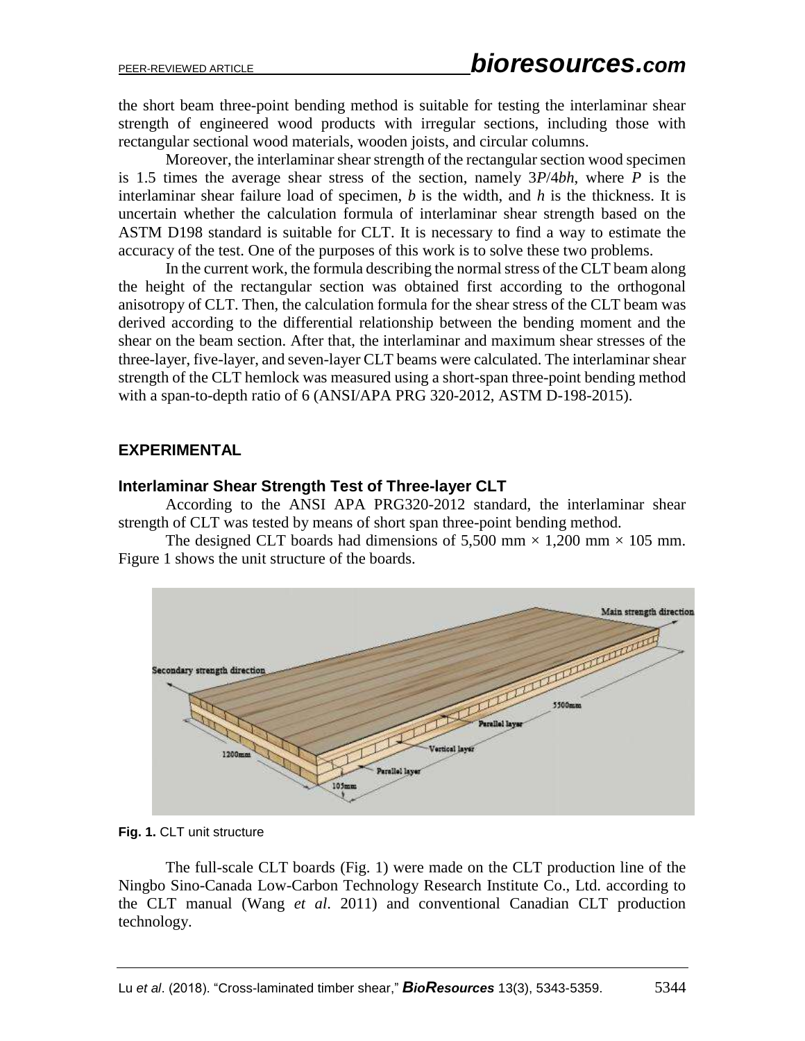the short beam three-point bending method is suitable for testing the interlaminar shear strength of engineered wood products with irregular sections, including those with rectangular sectional wood materials, wooden joists, and circular columns.

Moreover, the interlaminar shear strength of the rectangular section wood specimen is 1.5 times the average shear stress of the section, namely $3P/4bh$, where $P$ is the interlaminar shear failure load of specimen, $b$ is the width, and $h$ is the thickness. It is uncertain whether the calculation formula of interlaminar shear strength based on the ASTM D198 standard is suitable for CLT. It is necessary to find a way to estimate the accuracy of the test. One of the purposes of this work is to solve these two problems.

In the current work, the formula describing the normal stress of the CLT beam along the height of the rectangular section was obtained first according to the orthogonal anisotropy of CLT. Then, the calculation formula for the shear stress of the CLT beam was derived according to the differential relationship between the bending moment and the shear on the beam section. After that, the interlaminar and maximum shear stresses of the three-layer, five-layer, and seven-layer CLT beams were calculated. The interlaminar shear strength of the CLT hemlock was measured using a short-span three-point bending method with a span-to-depth ratio of 6 (ANSI/APA PRG 320-2012, ASTM D-198-2015).

## EXPERIMENTAL

### Interlaminar Shear Strength Test of Three-layer CLT

According to the ANSI APA PRG320-2012 standard, the interlaminar shear strength of CLT was tested by means of short span three-point bending method.

The designed CLT boards had dimensions of 5,500 mm × 1,200 mm × 105 mm. Figure 1 shows the unit structure of the boards.

**Fig. 1.** CLT unit structure

The full-scale CLT boards (Fig. 1) were made on the CLT production line of the Ningbo Sino-Canada Low-Carbon Technology Research Institute Co., Ltd. according to the CLT manual (Wang *et al*. 2011) and conventional Canadian CLT production technology.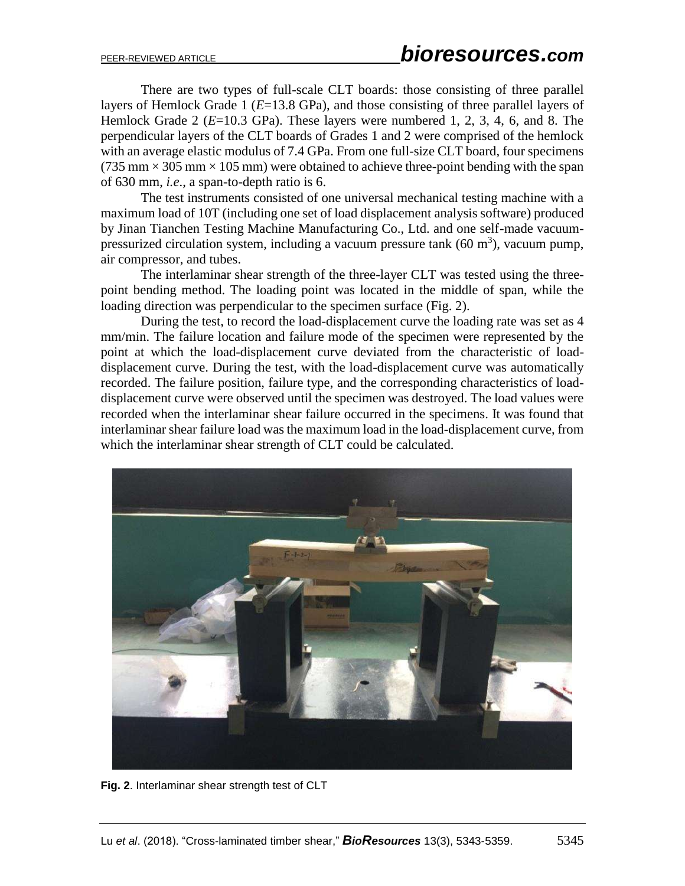There are two types of full-scale CLT boards: those consisting of three parallel layers of Hemlock Grade 1 ($E$=13.8 GPa), and those consisting of three parallel layers of Hemlock Grade 2 ($E$=10.3 GPa). These layers were numbered 1, 2, 3, 4, 6, and 8. The perpendicular layers of the CLT boards of Grades 1 and 2 were comprised of the hemlock with an average elastic modulus of 7.4 GPa. From one full-size CLT board, four specimens (735 mm × 305 mm × 105 mm) were obtained to achieve three-point bending with the span of 630 mm, *i.e*., a span-to-depth ratio is 6.

The test instruments consisted of one universal mechanical testing machine with a maximum load of 10T (including one set of load displacement analysis software) produced by Jinan Tianchen Testing Machine Manufacturing Co., Ltd. and one self-made vacuum-pressurized circulation system, including a vacuum pressure tank (60 $m^3$), vacuum pump, air compressor, and tubes.

The interlaminar shear strength of the three-layer CLT was tested using the three-point bending method. The loading point was located in the middle of span, while the loading direction was perpendicular to the specimen surface (Fig. 2).

During the test, to record the load-displacement curve the loading rate was set as 4 mm/min. The failure location and failure mode of the specimen were represented by the point at which the load-displacement curve deviated from the characteristic of load-displacement curve. During the test, with the load-displacement curve was automatically recorded. The failure position, failure type, and the corresponding characteristics of load-displacement curve were observed until the specimen was destroyed. The load values were recorded when the interlaminar shear failure occurred in the specimens. It was found that interlaminar shear failure load was the maximum load in the load-displacement curve, from which the interlaminar shear strength of CLT could be calculated.

**Fig. 2**. Interlaminar shear strength test of CLT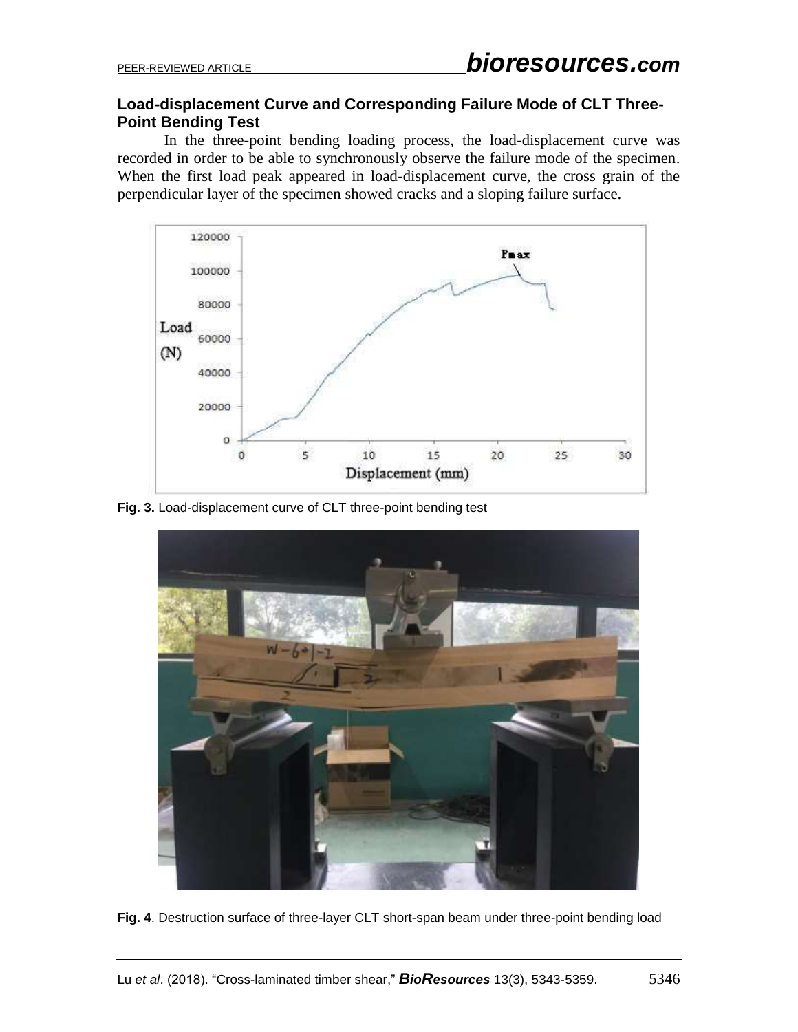## Load-displacement Curve and Corresponding Failure Mode of CLT Three-Point Bending Test

In the three-point bending loading process, the load-displacement curve was recorded in order to be able to synchronously observe the failure mode of the specimen. When the first load peak appeared in load-displacement curve, the cross grain of the perpendicular layer of the specimen showed cracks and a sloping failure surface.

**Fig. 3.** Load-displacement curve of CLT three-point bending test

**Fig. 4**. Destruction surface of three-layer CLT short-span beam under three-point bending load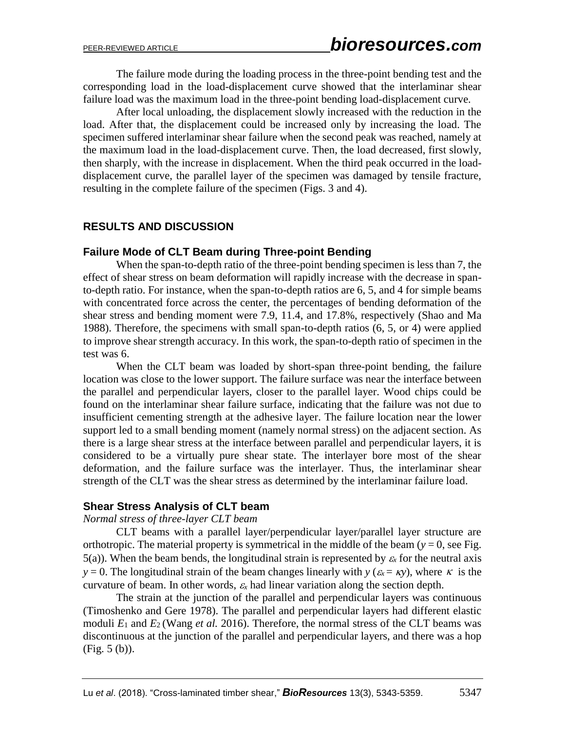The failure mode during the loading process in the three-point bending test and the corresponding load in the load-displacement curve showed that the interlaminar shear failure load was the maximum load in the three-point bending load-displacement curve.

After local unloading, the displacement slowly increased with the reduction in the load. After that, the displacement could be increased only by increasing the load. The specimen suffered interlaminar shear failure when the second peak was reached, namely at the maximum load in the load-displacement curve. Then, the load decreased, first slowly, then sharply, with the increase in displacement. When the third peak occurred in the load-displacement curve, the parallel layer of the specimen was damaged by tensile fracture, resulting in the complete failure of the specimen (Figs. 3 and 4).

## RESULTS AND DISCUSSION

### Failure Mode of CLT Beam during Three-point Bending

When the span-to-depth ratio of the three-point bending specimen is less than 7, the effect of shear stress on beam deformation will rapidly increase with the decrease in span-to-depth ratio. For instance, when the span-to-depth ratios are 6, 5, and 4 for simple beams with concentrated force across the center, the percentages of bending deformation of the shear stress and bending moment were 7.9, 11.4, and 17.8%, respectively (Shao and Ma 1988). Therefore, the specimens with small span-to-depth ratios (6, 5, or 4) were applied to improve shear strength accuracy. In this work, the span-to-depth ratio of specimen in the test was 6.

When the CLT beam was loaded by short-span three-point bending, the failure location was close to the lower support. The failure surface was near the interface between the parallel and perpendicular layers, closer to the parallel layer. Wood chips could be found on the interlaminar shear failure surface, indicating that the failure was not due to insufficient cementing strength at the adhesive layer. The failure location near the lower support led to a small bending moment (namely normal stress) on the adjacent section. As there is a large shear stress at the interface between parallel and perpendicular layers, it is considered to be a virtually pure shear state. The interlayer bore most of the shear deformation, and the failure surface was the interlayer. Thus, the interlaminar shear strength of the CLT was the shear stress as determined by the interlaminar failure load.

### Shear Stress Analysis of CLT beam

*Normal stress of three-layer CLT beam*

CLT beams with a parallel layer/perpendicular layer/parallel layer structure are orthotropic. The material property is symmetrical in the middle of the beam ($y = 0$, see Fig. 5(a)). When the beam bends, the longitudinal strain is represented by $\varepsilon_x$ for the neutral axis $y = 0$. The longitudinal strain of the beam changes linearly with $y$ ($\varepsilon_x = \kappa y$), where $\kappa$ is the curvature of beam. In other words, $\varepsilon_x$ had linear variation along the section depth.

The strain at the junction of the parallel and perpendicular layers was continuous (Timoshenko and Gere 1978). The parallel and perpendicular layers had different elastic moduli $E_1$ and $E_2$ (Wang *et al.* 2016). Therefore, the normal stress of the CLT beams was discontinuous at the junction of the parallel and perpendicular layers, and there was a hop (Fig. 5 (b)).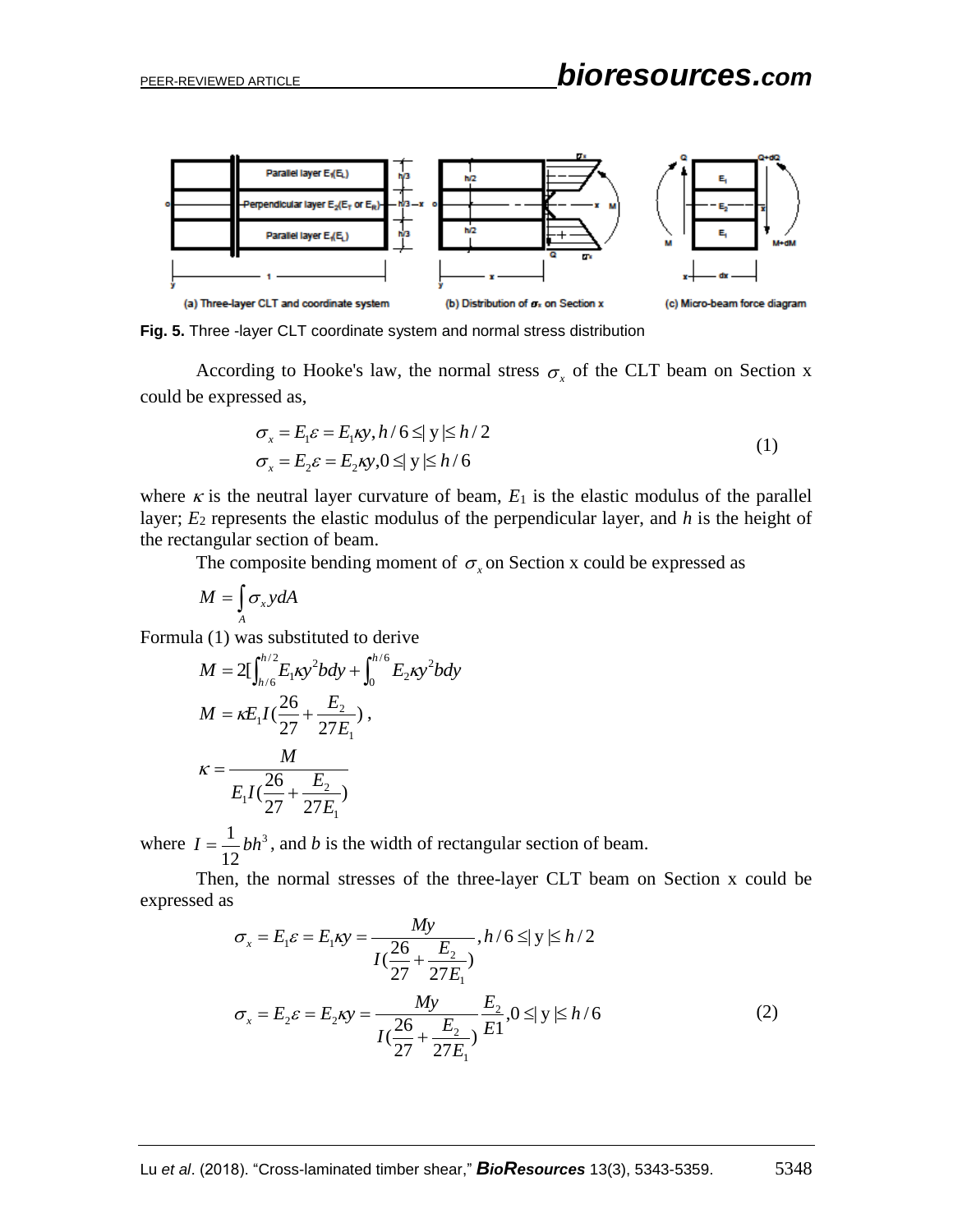Fig. 5. Three -layer CLT coordinate system and normal stress distribution

According to Hooke's law, the normal stress $\sigma_x$ of the CLT beam on Section x could be expressed as,

$$\begin{aligned}
\sigma_x &= E_1\varepsilon = E_1\kappa y, h/6 \le |y| \le h/2 \\
\sigma_x &= E_2\varepsilon = E_2\kappa y, 0 \le |y| \le h/6
\end{aligned} \tag{1}$$

where $\kappa$ is the neutral layer curvature of beam, $E_1$ is the elastic modulus of the parallel layer; $E_2$ represents the elastic modulus of the perpendicular layer, and $h$ is the height of the rectangular section of beam.

The composite bending moment of $\sigma_x$ on Section x could be expressed as

$$M = \int_A \sigma_x y dA$$

Formula (1) was substituted to derive

$$M = 2[\int_{h/6}^{h/2} E_1 \kappa y^2 b dy + \int_0^{h/6} E_2 \kappa y^2 b dy$$

$$M = \kappa E_1 I(\frac{26}{27} + \frac{E_2}{27E_1}),$$

$$\kappa = \frac{M}{E_1 I(\frac{26}{27} + \frac{E_2}{27E_1})}$$

where $I = \frac{1}{12}bh^3$, and $b$ is the width of rectangular section of beam.

Then, the normal stresses of the three-layer CLT beam on Section x could be expressed as

$$\begin{aligned}
\sigma_x &= E_1\varepsilon = E_1\kappa y = \frac{My}{I(\frac{26}{27} + \frac{E_2}{27E_1})}, h/6 \le |y| \le h/2 \\
\sigma_x &= E_2\varepsilon = E_2\kappa y = \frac{My}{I(\frac{26}{27} + \frac{E_2}{27E_1})}\frac{E_2}{E1}, 0 \le |y| \le h/6
\end{aligned} \tag{2}$$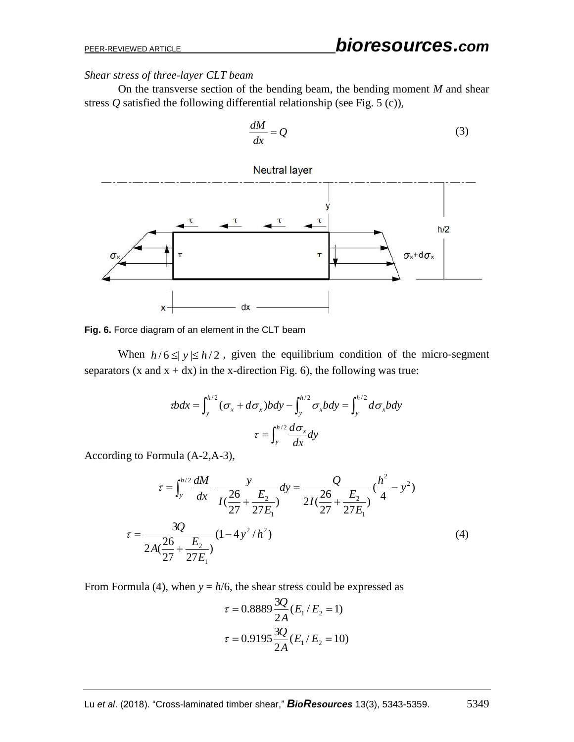*Shear stress of three-layer CLT beam*

On the transverse section of the bending beam, the bending moment *M* and shear stress *Q* satisfied the following differential relationship (see Fig. 5 (c)),

$$\frac{dM}{dx} = Q \tag{3}$$

**Fig. 6.** Force diagram of an element in the CLT beam

When $h/6 \leq |y| \leq h/2$ , given the equilibrium condition of the micro-segment separators (x and x + dx) in the x-direction Fig. 6), the following was true:

$$\tau b dx = \int_{y}^{h/2} (\sigma_x + d\sigma_x) b dy - \int_{y}^{h/2} \sigma_x b dy = \int_{y}^{h/2} d\sigma_x b dy$$

$$\tau = \int_{y}^{h/2} \frac{d\sigma_x}{dx} dy$$

According to Formula (A-2,A-3),

$$\tau = \int_{y}^{h/2} \frac{dM}{dx} \frac{y}{I(\frac{26}{27} + \frac{E_2}{27E_1})} dy = \frac{Q}{2I(\frac{26}{27} + \frac{E_2}{27E_1})} (\frac{h^2}{4} - y^2)$$

$$\tau = \frac{3Q}{2A(\frac{26}{27} + \frac{E_2}{27E_1})} (1 - 4y^2/h^2) \tag{4}$$

From Formula (4), when *y* = *h*/6, the shear stress could be expressed as

$$\tau = 0.8889 \frac{3Q}{2A} (E_1/E_2 = 1)$$

$$\tau = 0.9195 \frac{3Q}{2A} (E_1/E_2 = 10)$$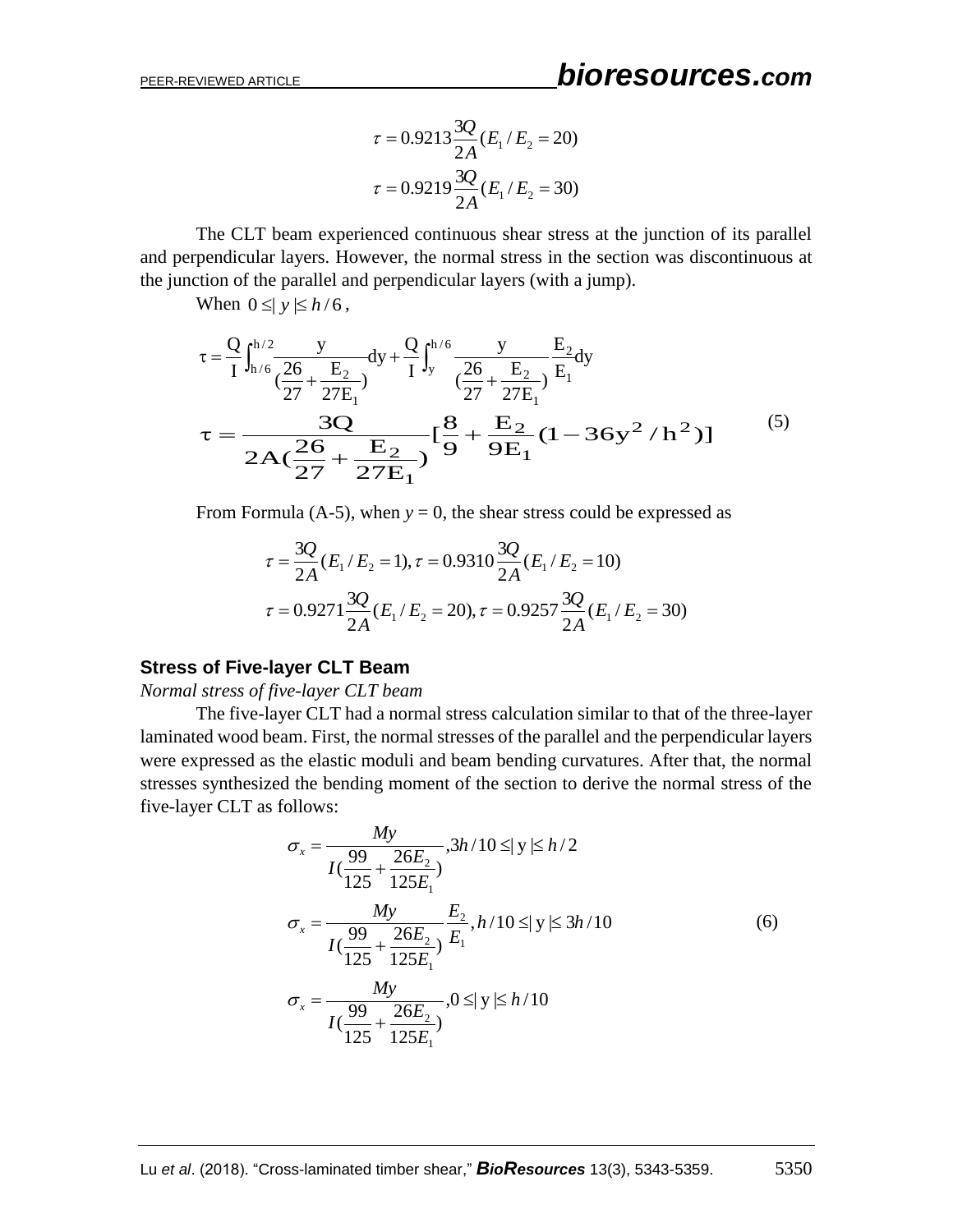$$\tau = 0.9213\frac{3Q}{2A}(E_1/E_2 = 20)$$

$$\tau = 0.9219\frac{3Q}{2A}(E_1/E_2 = 30)$$

The CLT beam experienced continuous shear stress at the junction of its parallel and perpendicular layers. However, the normal stress in the section was discontinuous at the junction of the parallel and perpendicular layers (with a jump).

When $0 \leq |y| \leq h/6$,

$$\tau = \frac{Q}{I}\int_{h/6}^{h/2}\frac{y}{(\frac{26}{27}+\frac{E_2}{27E_1})}dy + \frac{Q}{I}\int_{y}^{h/6}\frac{y}{(\frac{26}{27}+\frac{E_2}{27E_1})}\frac{E_2}{E_1}dy$$

$$\tau = \frac{3Q}{2A(\frac{26}{27}+\frac{E_2}{27E_1})}[\frac{8}{9}+\frac{E_2}{9E_1}(1-36y^2/h^2)] \tag{5}$$

From Formula (A-5), when $y = 0$, the shear stress could be expressed as

$$\tau = \frac{3Q}{2A}(E_1/E_2 = 1), \tau = 0.9310\frac{3Q}{2A}(E_1/E_2 = 10)$$

$$\tau = 0.9271\frac{3Q}{2A}(E_1/E_2 = 20), \tau = 0.9257\frac{3Q}{2A}(E_1/E_2 = 30)$$

## Stress of Five-layer CLT Beam

*Normal stress of five-layer CLT beam*

The five-layer CLT had a normal stress calculation similar to that of the three-layer laminated wood beam. First, the normal stresses of the parallel and the perpendicular layers were expressed as the elastic moduli and beam bending curvatures. After that, the normal stresses synthesized the bending moment of the section to derive the normal stress of the five-layer CLT as follows:

$$\sigma_x = \frac{My}{I(\frac{99}{125}+\frac{26E_2}{125E_1})}, 3h/10 \leq |y| \leq h/2$$

$$\sigma_x = \frac{My}{I(\frac{99}{125}+\frac{26E_2}{125E_1})}\frac{E_2}{E_1}, h/10 \leq |y| \leq 3h/10 \tag{6}$$

$$\sigma_x = \frac{My}{I(\frac{99}{125}+\frac{26E_2}{125E_1})}, 0 \leq |y| \leq h/10$$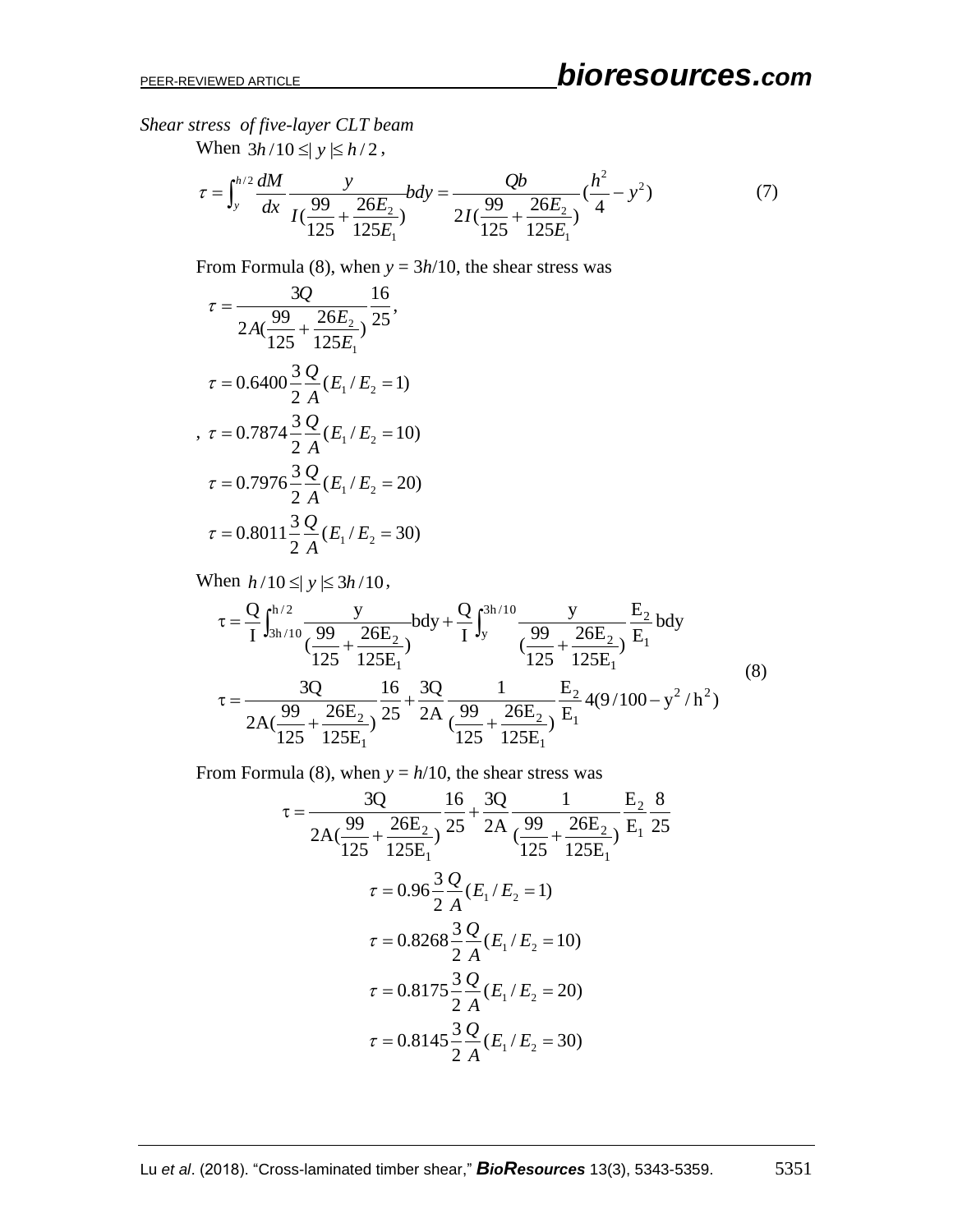*Shear stress of five-layer CLT beam*

When $3h/10 \leq |y| \leq h/2$,

$$\tau = \int_{y}^{h/2} \frac{dM}{dx} \frac{y}{I(\frac{99}{125} + \frac{26E_2}{125E_1})} bdy = \frac{Qb}{2I(\frac{99}{125} + \frac{26E_2}{125E_1})} (\frac{h^2}{4} - y^2) \tag{7}$$

From Formula (8), when $y = 3h/10$, the shear stress was

$$\tau = \frac{3Q}{2A(\frac{99}{125} + \frac{26E_2}{125E_1})} \frac{16}{25},$$

$$\tau = 0.6400 \frac{3}{2} \frac{Q}{A} (E_1 / E_2 = 1)$$

$$, \ \tau = 0.7874 \frac{3}{2} \frac{Q}{A} (E_1 / E_2 = 10)$$

$$\tau = 0.7976 \frac{3}{2} \frac{Q}{A} (E_1 / E_2 = 20)$$

$$\tau = 0.8011 \frac{3}{2} \frac{Q}{A} (E_1 / E_2 = 30)$$

When $h/10 \leq |y| \leq 3h/10$,

$$\tau = \frac{Q}{I} \int_{3h/10}^{h/2} \frac{y}{(\frac{99}{125} + \frac{26E_2}{125E_1})} bdy + \frac{Q}{I} \int_{y}^{3h/10} \frac{y}{(\frac{99}{125} + \frac{26E_2}{125E_1})} \frac{E_2}{E_1} bdy$$

$$\tau = \frac{3Q}{2A(\frac{99}{125} + \frac{26E_2}{125E_1})} \frac{16}{25} + \frac{3Q}{2A} \frac{1}{(\frac{99}{125} + \frac{26E_2}{125E_1})} \frac{E_2}{E_1} 4(9/100 - y^2/h^2) \tag{8}$$

From Formula (8), when $y = h/10$, the shear stress was

$$\tau = \frac{3Q}{2A(\frac{99}{125} + \frac{26E_2}{125E_1})} \frac{16}{25} + \frac{3Q}{2A} \frac{1}{(\frac{99}{125} + \frac{26E_2}{125E_1})} \frac{E_2}{E_1} \frac{8}{25}$$

$$\tau = 0.96 \frac{3}{2} \frac{Q}{A} (E_1 / E_2 = 1)$$

$$\tau = 0.8268 \frac{3}{2} \frac{Q}{A} (E_1 / E_2 = 10)$$

$$\tau = 0.8175 \frac{3}{2} \frac{Q}{A} (E_1 / E_2 = 20)$$

$$\tau = 0.8145 \frac{3}{2} \frac{Q}{A} (E_1 / E_2 = 30)$$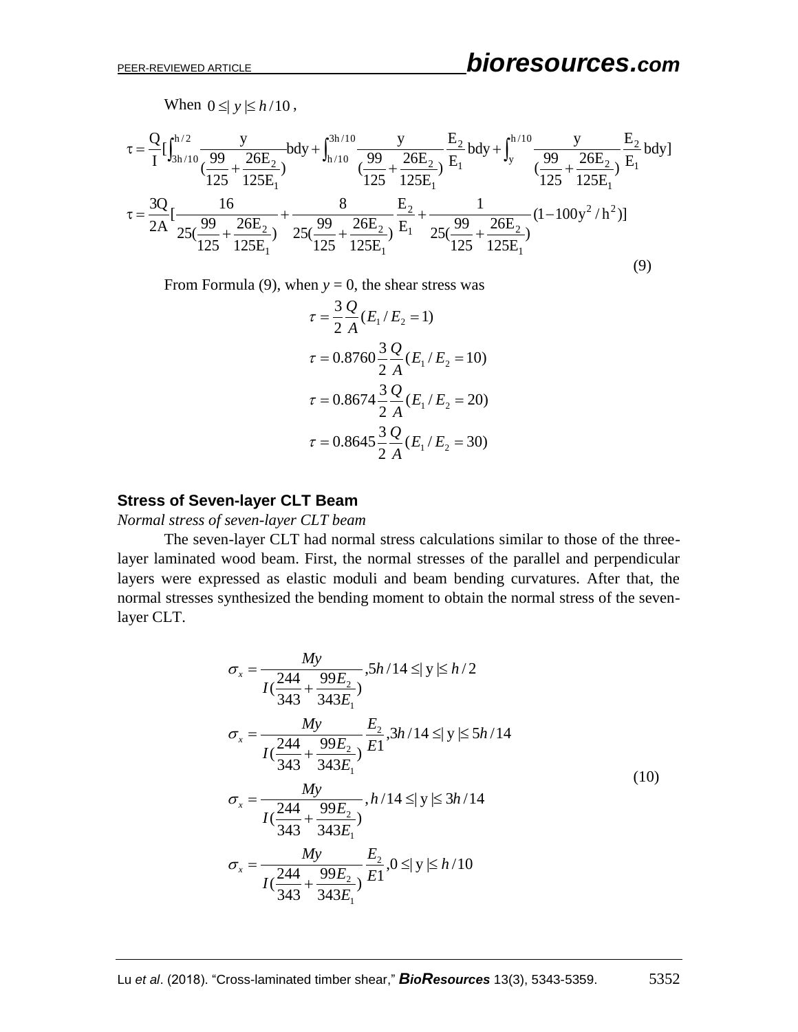When $0 \leq |y| \leq h/10$,

$$\tau = \frac{Q}{I}[\int_{3h/10}^{h/2} \frac{y}{(\frac{99}{125}+\frac{26E_2}{125E_1})} bdy + \int_{h/10}^{3h/10} \frac{y}{(\frac{99}{125}+\frac{26E_2}{125E_1})} \frac{E_2}{E_1} bdy + \int_{y}^{h/10} \frac{y}{(\frac{99}{125}+\frac{26E_2}{125E_1})} \frac{E_2}{E_1} bdy]$$

$$\tau = \frac{3Q}{2A}[\frac{16}{25(\frac{99}{125}+\frac{26E_2}{125E_1})} + \frac{8}{25(\frac{99}{125}+\frac{26E_2}{125E_1})}\frac{E_2}{E_1} + \frac{1}{25(\frac{99}{125}+\frac{26E_2}{125E_1})}(1-100y^2/h^2)] \tag{9}$$

From Formula (9), when $y = 0$, the shear stress was

$$\tau = \frac{3}{2}\frac{Q}{A}(E_1/E_2 = 1)$$

$$\tau = 0.8760\frac{3}{2}\frac{Q}{A}(E_1/E_2 = 10)$$

$$\tau = 0.8674\frac{3}{2}\frac{Q}{A}(E_1/E_2 = 20)$$

$$\tau = 0.8645\frac{3}{2}\frac{Q}{A}(E_1/E_2 = 30)$$

### Stress of Seven-layer CLT Beam

*Normal stress of seven-layer CLT beam*

The seven-layer CLT had normal stress calculations similar to those of the three-layer laminated wood beam. First, the normal stresses of the parallel and perpendicular layers were expressed as elastic moduli and beam bending curvatures. After that, the normal stresses synthesized the bending moment to obtain the normal stress of the seven-layer CLT.

$$\sigma_x = \frac{My}{I(\frac{244}{343}+\frac{99E_2}{343E_1})}, 5h/14 \leq |y| \leq h/2$$

$$\sigma_x = \frac{My}{I(\frac{244}{343}+\frac{99E_2}{343E_1})}\frac{E_2}{E1}, 3h/14 \leq |y| \leq 5h/14$$

$$\sigma_x = \frac{My}{I(\frac{244}{343}+\frac{99E_2}{343E_1})}, h/14 \leq |y| \leq 3h/14 \tag{10}$$

$$\sigma_x = \frac{My}{I(\frac{244}{343}+\frac{99E_2}{343E_1})}\frac{E_2}{E1}, 0 \leq |y| \leq h/10$$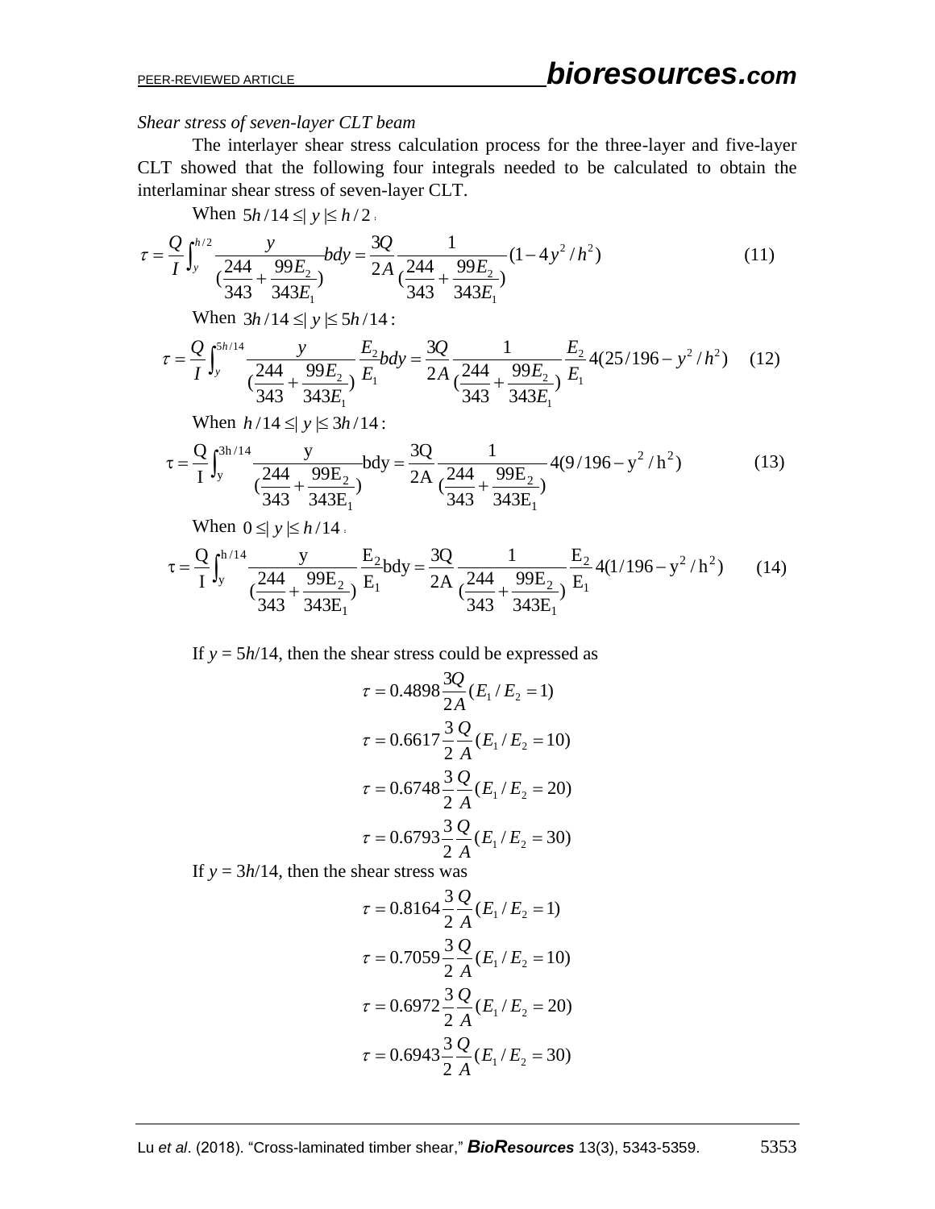*Shear stress of seven-layer CLT beam*

The interlayer shear stress calculation process for the three-layer and five-layer CLT showed that the following four integrals needed to be calculated to obtain the interlaminar shear stress of seven-layer CLT.

When $5h/14 \le |y| \le h/2$:

$$\tau = \frac{Q}{I}\int_y^{h/2} \frac{y}{(\frac{244}{343}+\frac{99E_2}{343E_1})} bdy = \frac{3Q}{2A}\frac{1}{(\frac{244}{343}+\frac{99E_2}{343E_1})}(1-4y^2/h^2) \tag{11}$$

When $3h/14 \le |y| \le 5h/14$:

$$\tau = \frac{Q}{I}\int_y^{5h/14} \frac{y}{(\frac{244}{343}+\frac{99E_2}{343E_1})}\frac{E_2}{E_1} bdy = \frac{3Q}{2A}\frac{1}{(\frac{244}{343}+\frac{99E_2}{343E_1})}\frac{E_2}{E_1}4(25/196-y^2/h^2) \tag{12}$$

When $h/14 \le |y| \le 3h/14$:

$$\tau = \frac{Q}{I}\int_y^{3h/14} \frac{y}{(\frac{244}{343}+\frac{99E_2}{343E_1})} bdy = \frac{3Q}{2A}\frac{1}{(\frac{244}{343}+\frac{99E_2}{343E_1})}4(9/196-y^2/h^2) \tag{13}$$

When $0 \le |y| \le h/14$:

$$\tau = \frac{Q}{I}\int_y^{h/14} \frac{y}{(\frac{244}{343}+\frac{99E_2}{343E_1})}\frac{E_2}{E_1} bdy = \frac{3Q}{2A}\frac{1}{(\frac{244}{343}+\frac{99E_2}{343E_1})}\frac{E_2}{E_1}4(1/196-y^2/h^2) \tag{14}$$

If $y = 5h/14$, then the shear stress could be expressed as

$$\tau = 0.4898\frac{3Q}{2A}(E_1/E_2 = 1)$$

$$\tau = 0.6617\frac{3}{2}\frac{Q}{A}(E_1/E_2 = 10)$$

$$\tau = 0.6748\frac{3}{2}\frac{Q}{A}(E_1/E_2 = 20)$$

$$\tau = 0.6793\frac{3}{2}\frac{Q}{A}(E_1/E_2 = 30)$$

If $y = 3h/14$, then the shear stress was

$$\tau = 0.8164\frac{3}{2}\frac{Q}{A}(E_1/E_2 = 1)$$

$$\tau = 0.7059\frac{3}{2}\frac{Q}{A}(E_1/E_2 = 10)$$

$$\tau = 0.6972\frac{3}{2}\frac{Q}{A}(E_1/E_2 = 20)$$

$$\tau = 0.6943\frac{3}{2}\frac{Q}{A}(E_1/E_2 = 30)$$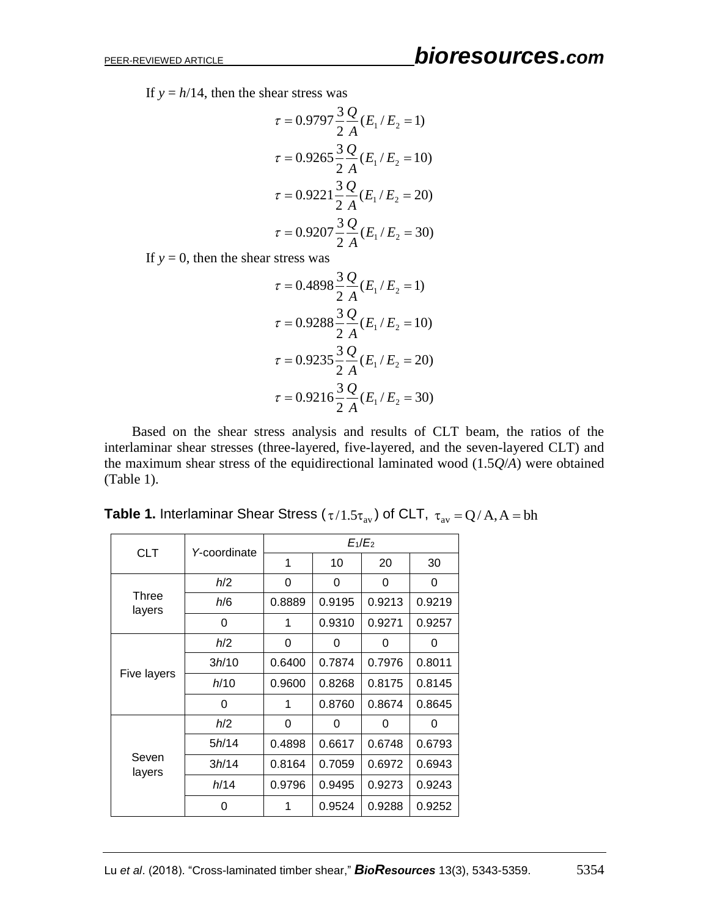If $y = h/14$, then the shear stress was

$$\tau = 0.9797\frac{3}{2}\frac{Q}{A}(E_1/E_2 = 1)$$

$$\tau = 0.9265\frac{3}{2}\frac{Q}{A}(E_1/E_2 = 10)$$

$$\tau = 0.9221\frac{3}{2}\frac{Q}{A}(E_1/E_2 = 20)$$

$$\tau = 0.9207\frac{3}{2}\frac{Q}{A}(E_1/E_2 = 30)$$

If $y = 0$, then the shear stress was

$$\tau = 0.4898\frac{3}{2}\frac{Q}{A}(E_1/E_2 = 1)$$

$$\tau = 0.9288\frac{3}{2}\frac{Q}{A}(E_1/E_2 = 10)$$

$$\tau = 0.9235\frac{3}{2}\frac{Q}{A}(E_1/E_2 = 20)$$

$$\tau = 0.9216\frac{3}{2}\frac{Q}{A}(E_1/E_2 = 30)$$

Based on the shear stress analysis and results of CLT beam, the ratios of the interlaminar shear stresses (three-layered, five-layered, and the seven-layered CLT) and the maximum shear stress of the equidirectional laminated wood ($1.5Q/A$) were obtained (Table 1).

**Table 1.** Interlaminar Shear Stress ($\tau/1.5\tau_{av}$) of CLT, $\tau_{av} = Q/A, A = bh$

| CLT | *Y*-coordinate | $E_1/E_2$ | | | |
|---|---|---|---|---|---|
| | | 1 | 10 | 20 | 30 |
| Three layers | *h*/2 | 0 | 0 | 0 | 0 |
| | *h*/6 | 0.8889 | 0.9195 | 0.9213 | 0.9219 |
| | 0 | 1 | 0.9310 | 0.9271 | 0.9257 |
| Five layers | *h*/2 | 0 | 0 | 0 | 0 |
| | 3*h*/10 | 0.6400 | 0.7874 | 0.7976 | 0.8011 |
| | *h*/10 | 0.9600 | 0.8268 | 0.8175 | 0.8145 |
| | 0 | 1 | 0.8760 | 0.8674 | 0.8645 |
| Seven layers | *h*/2 | 0 | 0 | 0 | 0 |
| | 5*h*/14 | 0.4898 | 0.6617 | 0.6748 | 0.6793 |
| | 3*h*/14 | 0.8164 | 0.7059 | 0.6972 | 0.6943 |
| | *h*/14 | 0.9796 | 0.9495 | 0.9273 | 0.9243 |
| | 0 | 1 | 0.9524 | 0.9288 | 0.9252 |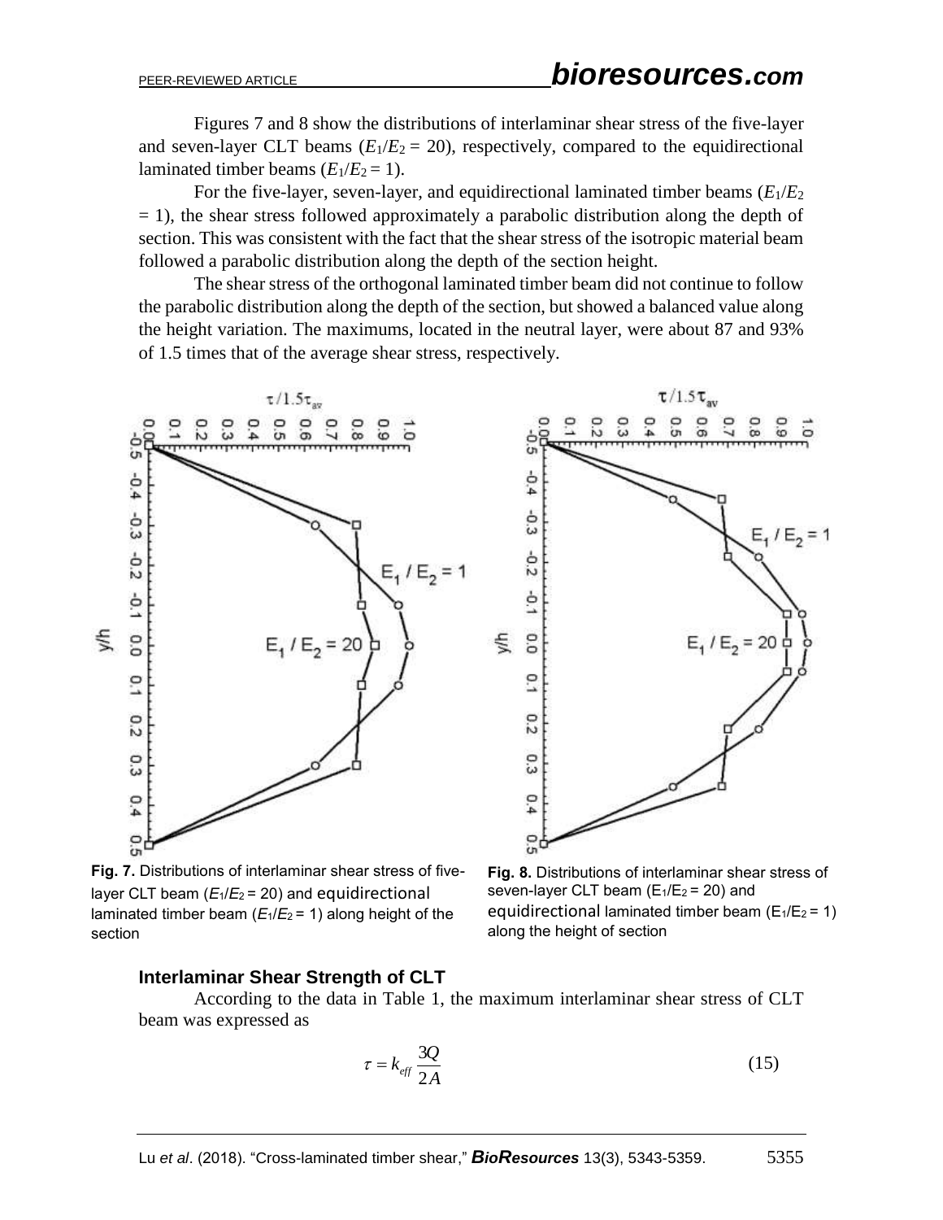Figures 7 and 8 show the distributions of interlaminar shear stress of the five-layer and seven-layer CLT beams ($E_1/E_2 = 20$), respectively, compared to the equidirectional laminated timber beams ($E_1/E_2 = 1$).

For the five-layer, seven-layer, and equidirectional laminated timber beams ($E_1/E_2 = 1$), the shear stress followed approximately a parabolic distribution along the depth of section. This was consistent with the fact that the shear stress of the isotropic material beam followed a parabolic distribution along the depth of the section height.

The shear stress of the orthogonal laminated timber beam did not continue to follow the parabolic distribution along the depth of the section, but showed a balanced value along the height variation. The maximums, located in the neutral layer, were about 87 and 93% of 1.5 times that of the average shear stress, respectively.

**Fig. 7.** Distributions of interlaminar shear stress of five-layer CLT beam ($E_1/E_2 = 20$) and equidirectional laminated timber beam ($E_1/E_2 = 1$) along height of the section

**Fig. 8.** Distributions of interlaminar shear stress of seven-layer CLT beam ($E_1/E_2 = 20$) and equidirectional laminated timber beam ($E_1/E_2 = 1$) along the height of section

### Interlaminar Shear Strength of CLT

According to the data in Table 1, the maximum interlaminar shear stress of CLT beam was expressed as

$$\tau = k_{eff} \frac{3Q}{2A} \tag{15}$$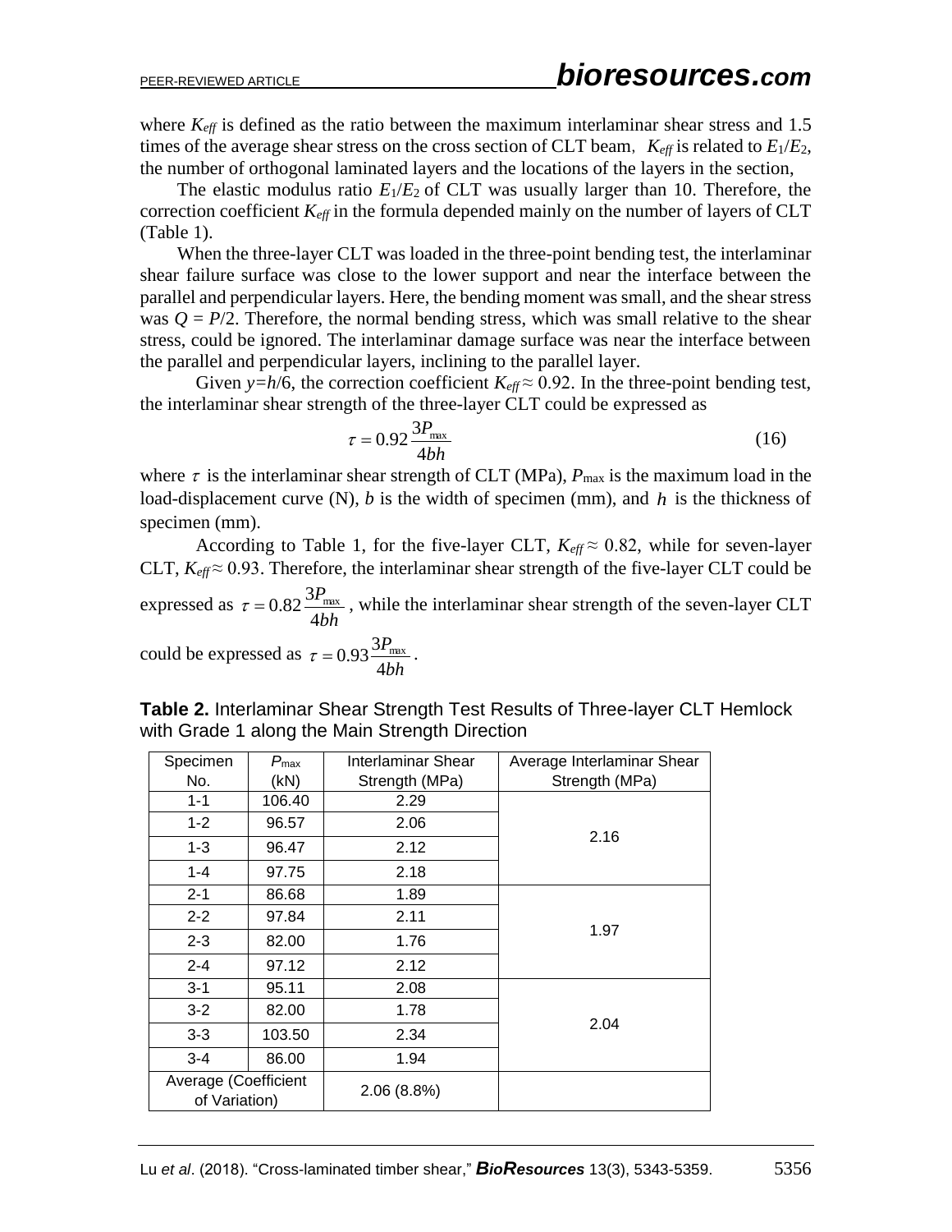where $K_{eff}$ is defined as the ratio between the maximum interlaminar shear stress and 1.5 times of the average shear stress on the cross section of CLT beam, $K_{eff}$ is related to $E_1/E_2$, the number of orthogonal laminated layers and the locations of the layers in the section,

The elastic modulus ratio $E_1/E_2$ of CLT was usually larger than 10. Therefore, the correction coefficient $K_{eff}$ in the formula depended mainly on the number of layers of CLT (Table 1).

When the three-layer CLT was loaded in the three-point bending test, the interlaminar shear failure surface was close to the lower support and near the interface between the parallel and perpendicular layers. Here, the bending moment was small, and the shear stress was $Q = P/2$. Therefore, the normal bending stress, which was small relative to the shear stress, could be ignored. The interlaminar damage surface was near the interface between the parallel and perpendicular layers, inclining to the parallel layer.

Given $y=h/6$, the correction coefficient $K_{eff} \approx 0.92$. In the three-point bending test, the interlaminar shear strength of the three-layer CLT could be expressed as

$$\tau = 0.92\frac{3P_{max}}{4bh} \tag{16}$$

where $\tau$ is the interlaminar shear strength of CLT (MPa), $P_{max}$ is the maximum load in the load-displacement curve (N), $b$ is the width of specimen (mm), and $h$ is the thickness of specimen (mm).

According to Table 1, for the five-layer CLT, $K_{eff} \approx 0.82$, while for seven-layer CLT, $K_{eff} \approx 0.93$. Therefore, the interlaminar shear strength of the five-layer CLT could be expressed as $\tau = 0.82\frac{3P_{max}}{4bh}$, while the interlaminar shear strength of the seven-layer CLT could be expressed as $\tau = 0.93\frac{3P_{max}}{4bh}$.

**Table 2.** Interlaminar Shear Strength Test Results of Three-layer CLT Hemlock with Grade 1 along the Main Strength Direction

| Specimen No. | $P_{max}$ (kN) | Interlaminar Shear Strength (MPa) | Average Interlaminar Shear Strength (MPa) |
|---|---|---|---|
| 1-1 | 106.40 | 2.29 | 2.16 |
| 1-2 | 96.57 | 2.06 | |
| 1-3 | 96.47 | 2.12 | |
| 1-4 | 97.75 | 2.18 | |
| 2-1 | 86.68 | 1.89 | 1.97 |
| 2-2 | 97.84 | 2.11 | |
| 2-3 | 82.00 | 1.76 | |
| 2-4 | 97.12 | 2.12 | |
| 3-1 | 95.11 | 2.08 | 2.04 |
| 3-2 | 82.00 | 1.78 | |
| 3-3 | 103.50 | 2.34 | |
| 3-4 | 86.00 | 1.94 | |
| Average (Coefficient of Variation) | | 2.06 (8.8%) | |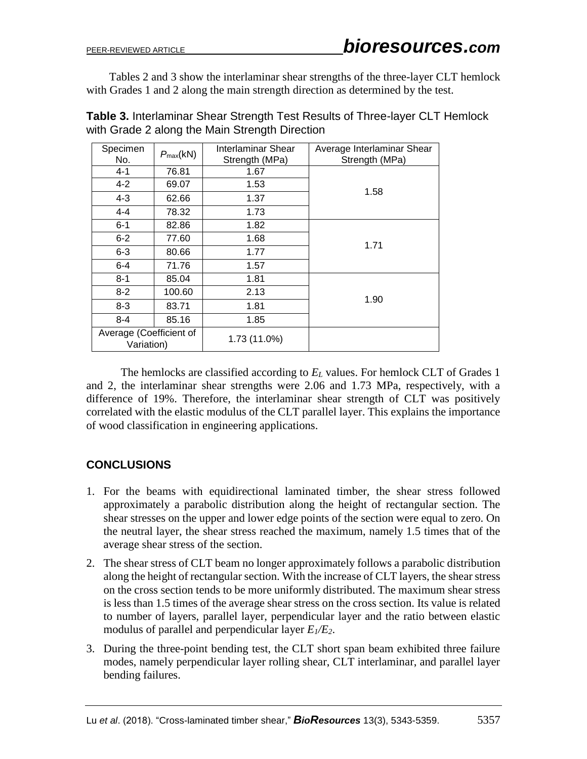Tables 2 and 3 show the interlaminar shear strengths of the three-layer CLT hemlock with Grades 1 and 2 along the main strength direction as determined by the test.

**Table 3.** Interlaminar Shear Strength Test Results of Three-layer CLT Hemlock with Grade 2 along the Main Strength Direction

| Specimen No. | $P_{max}$(kN) | Interlaminar Shear Strength (MPa) | Average Interlaminar Shear Strength (MPa) |
|---|---|---|---|
| 4-1 | 76.81 | 1.67 | 1.58 |
| 4-2 | 69.07 | 1.53 | |
| 4-3 | 62.66 | 1.37 | |
| 4-4 | 78.32 | 1.73 | |
| 6-1 | 82.86 | 1.82 | 1.71 |
| 6-2 | 77.60 | 1.68 | |
| 6-3 | 80.66 | 1.77 | |
| 6-4 | 71.76 | 1.57 | |
| 8-1 | 85.04 | 1.81 | 1.90 |
| 8-2 | 100.60 | 2.13 | |
| 8-3 | 83.71 | 1.81 | |
| 8-4 | 85.16 | 1.85 | |
| Average (Coefficient of Variation) | | 1.73 (11.0%) | |

The hemlocks are classified according to $E_L$ values. For hemlock CLT of Grades 1 and 2, the interlaminar shear strengths were 2.06 and 1.73 MPa, respectively, with a difference of 19%. Therefore, the interlaminar shear strength of CLT was positively correlated with the elastic modulus of the CLT parallel layer. This explains the importance of wood classification in engineering applications.

## CONCLUSIONS

1. For the beams with equidirectional laminated timber, the shear stress followed approximately a parabolic distribution along the height of rectangular section. The shear stresses on the upper and lower edge points of the section were equal to zero. On the neutral layer, the shear stress reached the maximum, namely 1.5 times that of the average shear stress of the section.
2. The shear stress of CLT beam no longer approximately follows a parabolic distribution along the height of rectangular section. With the increase of CLT layers, the shear stress on the cross section tends to be more uniformly distributed. The maximum shear stress is less than 1.5 times of the average shear stress on the cross section. Its value is related to number of layers, parallel layer, perpendicular layer and the ratio between elastic modulus of parallel and perpendicular layer $E_1/E_2$.
3. During the three-point bending test, the CLT short span beam exhibited three failure modes, namely perpendicular layer rolling shear, CLT interlaminar, and parallel layer bending failures.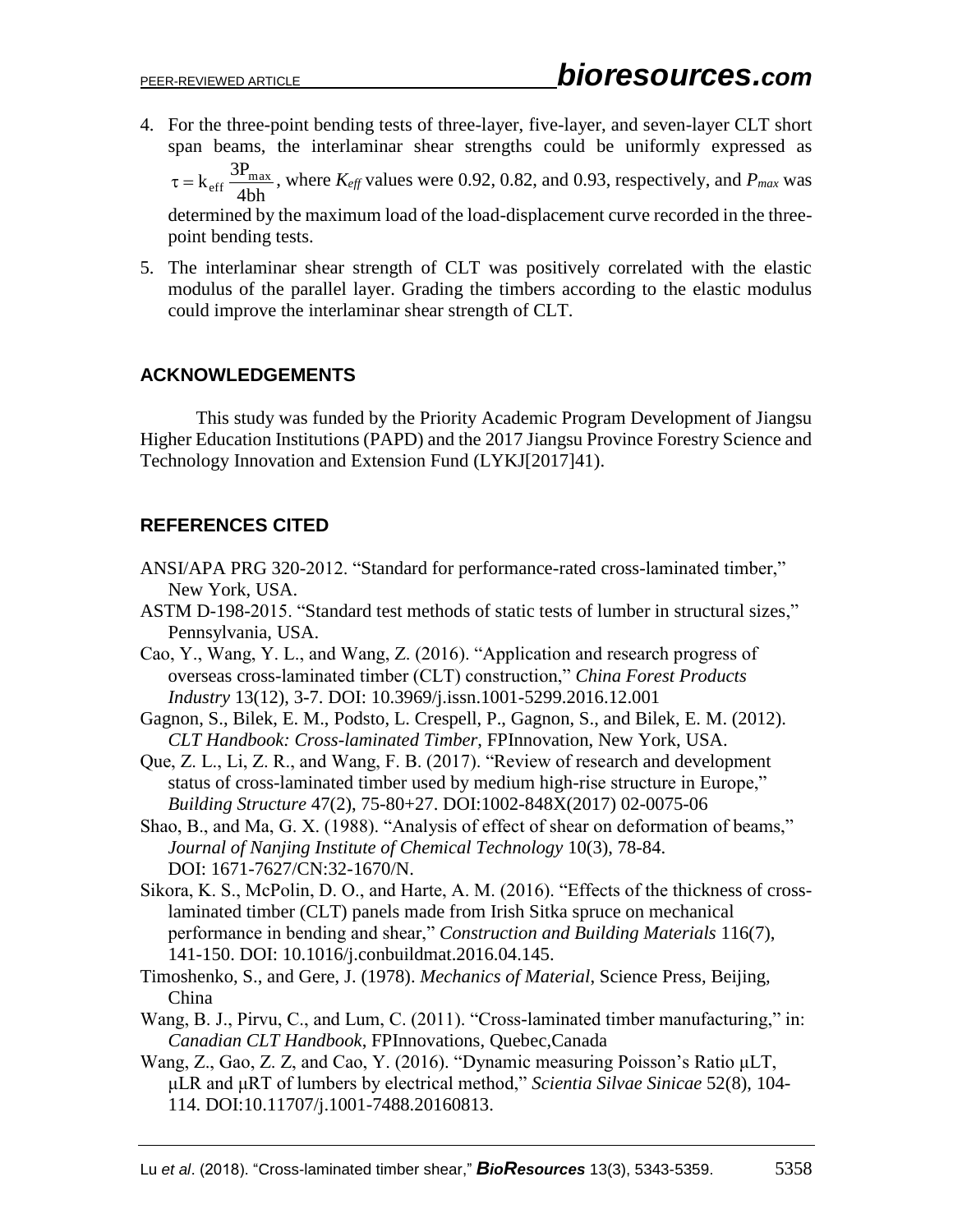4. For the three-point bending tests of three-layer, five-layer, and seven-layer CLT short span beams, the interlaminar shear strengths could be uniformly expressed as $\tau = k_{eff}\frac{3P_{max}}{4bh}$, where $K_{eff}$ values were 0.92, 0.82, and 0.93, respectively, and $P_{max}$ was determined by the maximum load of the load-displacement curve recorded in the three-point bending tests.
5. The interlaminar shear strength of CLT was positively correlated with the elastic modulus of the parallel layer. Grading the timbers according to the elastic modulus could improve the interlaminar shear strength of CLT.

## ACKNOWLEDGEMENTS

This study was funded by the Priority Academic Program Development of Jiangsu Higher Education Institutions (PAPD) and the 2017 Jiangsu Province Forestry Science and Technology Innovation and Extension Fund (LYKJ[2017]41).

## REFERENCES CITED

ANSI/APA PRG 320-2012. "Standard for performance-rated cross-laminated timber," New York, USA.

ASTM D-198-2015. "Standard test methods of static tests of lumber in structural sizes," Pennsylvania, USA.

Cao, Y., Wang, Y. L., and Wang, Z. (2016). "Application and research progress of overseas cross-laminated timber (CLT) construction," *China Forest Products Industry* 13(12), 3-7. DOI: 10.3969/j.issn.1001-5299.2016.12.001

Gagnon, S., Bilek, E. M., Podsto, L. Crespell, P., Gagnon, S., and Bilek, E. M. (2012). *CLT Handbook: Cross-laminated Timber*, FPInnovation, New York, USA.

Que, Z. L., Li, Z. R., and Wang, F. B. (2017). "Review of research and development status of cross-laminated timber used by medium high-rise structure in Europe," *Building Structure* 47(2), 75-80+27. DOI:1002-848X(2017) 02-0075-06

Shao, B., and Ma, G. X. (1988). "Analysis of effect of shear on deformation of beams," *Journal of Nanjing Institute of Chemical Technology* 10(3), 78-84. DOI: 1671-7627/CN:32-1670/N.

Sikora, K. S., McPolin, D. O., and Harte, A. M. (2016). "Effects of the thickness of cross-laminated timber (CLT) panels made from Irish Sitka spruce on mechanical performance in bending and shear," *Construction and Building Materials* 116(7), 141-150. DOI: 10.1016/j.conbuildmat.2016.04.145.

Timoshenko, S., and Gere, J. (1978). *Mechanics of Material*, Science Press, Beijing, China

Wang, B. J., Pirvu, C., and Lum, C. (2011). "Cross-laminated timber manufacturing," in: *Canadian CLT Handbook*, FPInnovations, Quebec,Canada

Wang, Z., Gao, Z. Z, and Cao, Y. (2016). "Dynamic measuring Poisson's Ratio μLT, μLR and μRT of lumbers by electrical method," *Scientia Silvae Sinicae* 52(8), 104-114. DOI:10.11707/j.1001-7488.20160813.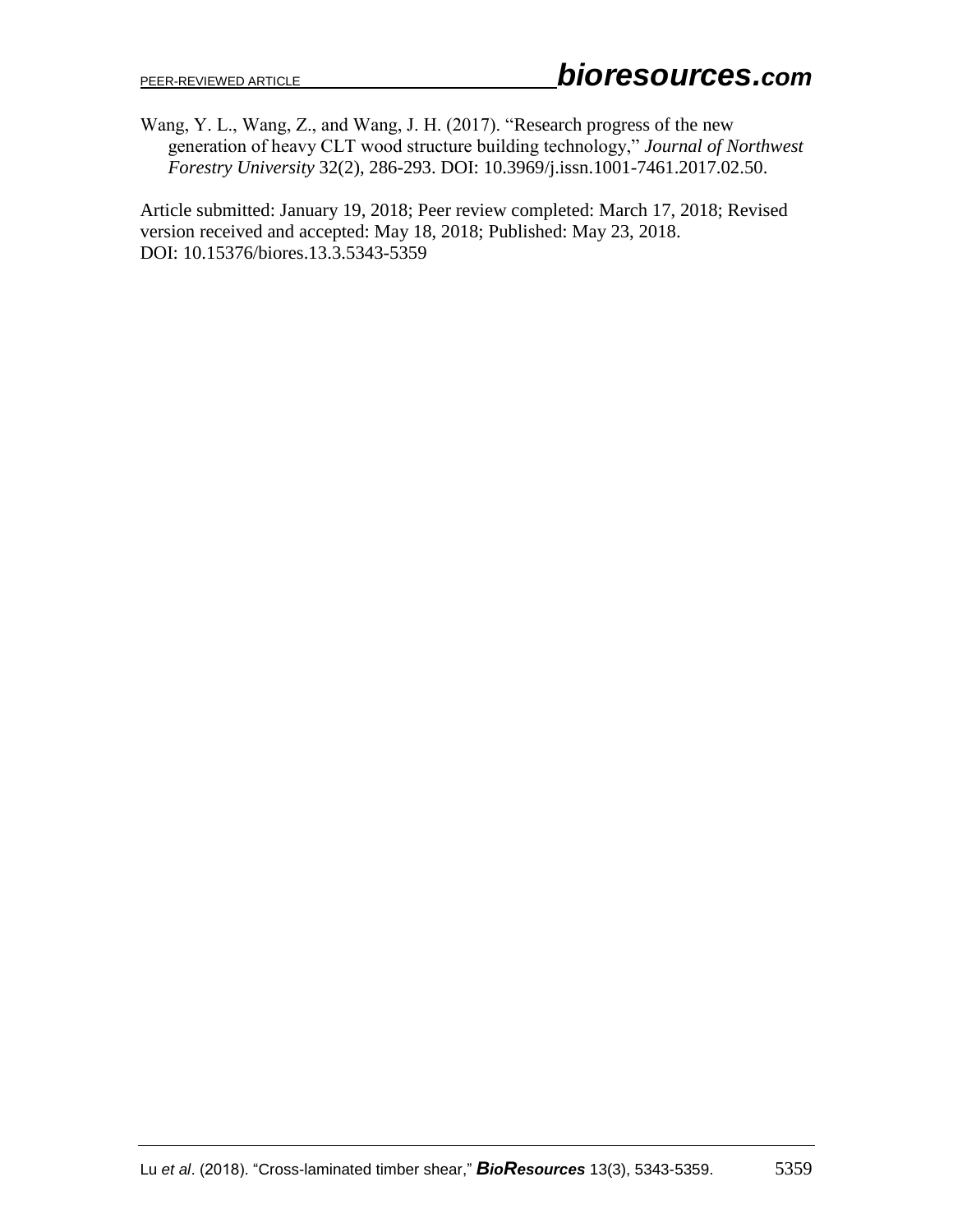Wang, Y. L., Wang, Z., and Wang, J. H. (2017). "Research progress of the new generation of heavy CLT wood structure building technology," *Journal of Northwest Forestry University* 32(2), 286-293. DOI: 10.3969/j.issn.1001-7461.2017.02.50.

Article submitted: January 19, 2018; Peer review completed: March 17, 2018; Revised version received and accepted: May 18, 2018; Published: May 23, 2018.
DOI: 10.15376/biores.13.3.5343-5359